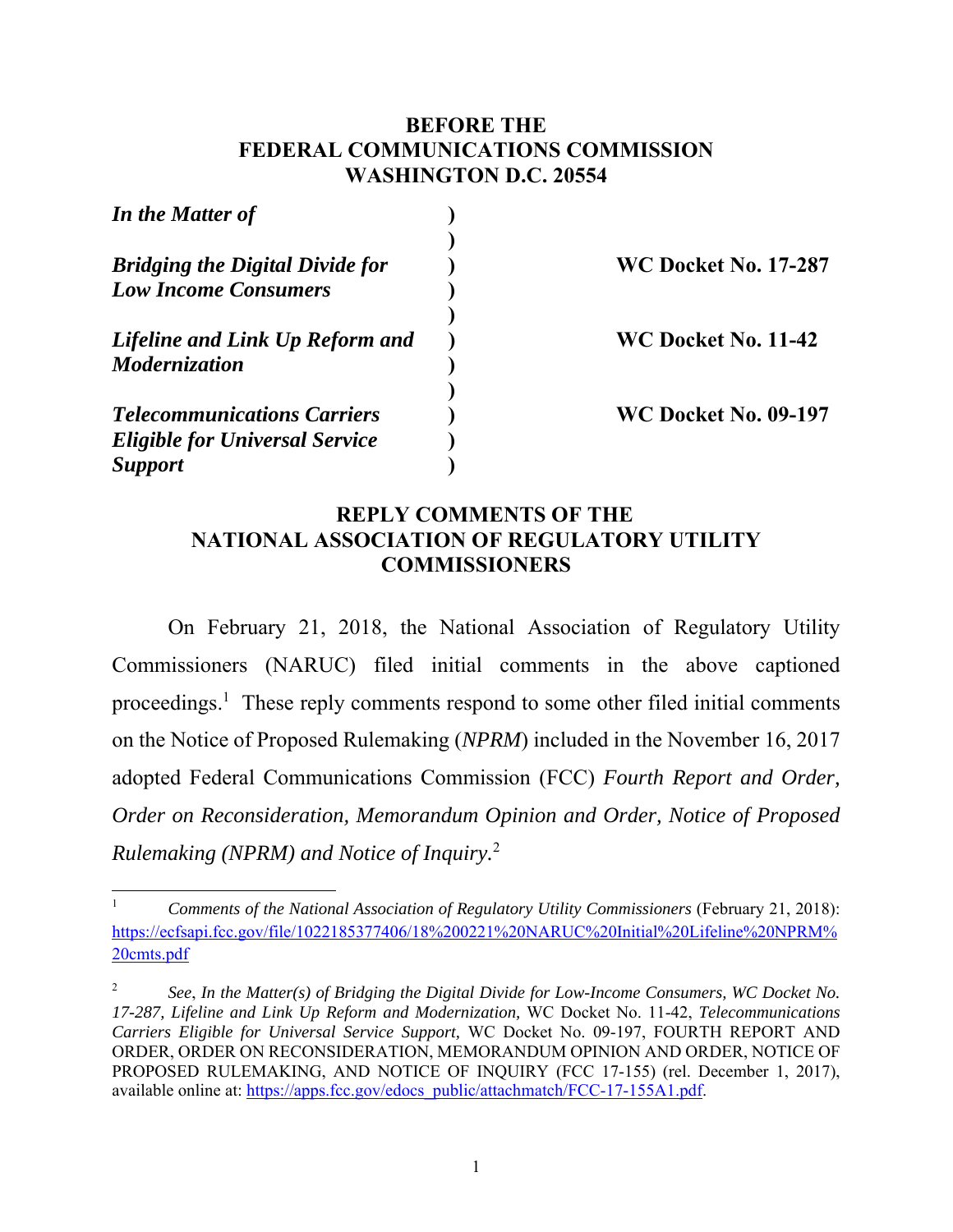**BEFORE THE**
**FEDERAL COMMUNICATIONS COMMISSION**
**WASHINGTON D.C. 20554**

| | | |
|---|---|---|
| ***In the Matter of*** | ) | |
| | ) | |
| ***Bridging the Digital Divide for Low Income Consumers*** | ) | **WC Docket No. 17-287** |
| | ) | |
| ***Lifeline and Link Up Reform and Modernization*** | ) | **WC Docket No. 11-42** |
| | ) | |
| ***Telecommunications Carriers Eligible for Universal Service Support*** | ) | **WC Docket No. 09-197** |

## REPLY COMMENTS OF THE NATIONAL ASSOCIATION OF REGULATORY UTILITY COMMISSIONERS

On February 21, 2018, the National Association of Regulatory Utility Commissioners (NARUC) filed initial comments in the above captioned proceedings.[1] These reply comments respond to some other filed initial comments on the Notice of Proposed Rulemaking (*NPRM*) included in the November 16, 2017 adopted Federal Communications Commission (FCC) *Fourth Report and Order, Order on Reconsideration, Memorandum Opinion and Order, Notice of Proposed Rulemaking (NPRM) and Notice of Inquiry.*[2]

---

[1] *Comments of the National Association of Regulatory Utility Commissioners* (February 21, 2018): https://ecfsapi.fcc.gov/file/1022185377406/18%200221%20NARUC%20Initial%20Lifeline%20NPRM%20cmts.pdf

[2] *See*, *In the Matter(s) of Bridging the Digital Divide for Low-Income Consumers, WC Docket No. 17-287, Lifeline and Link Up Reform and Modernization,* WC Docket No. 11-42, *Telecommunications Carriers Eligible for Universal Service Support,* WC Docket No. 09-197, FOURTH REPORT AND ORDER, ORDER ON RECONSIDERATION, MEMORANDUM OPINION AND ORDER, NOTICE OF PROPOSED RULEMAKING, AND NOTICE OF INQUIRY (FCC 17-155) (rel. December 1, 2017), available online at: https://apps.fcc.gov/edocs_public/attachmatch/FCC-17-155A1.pdf.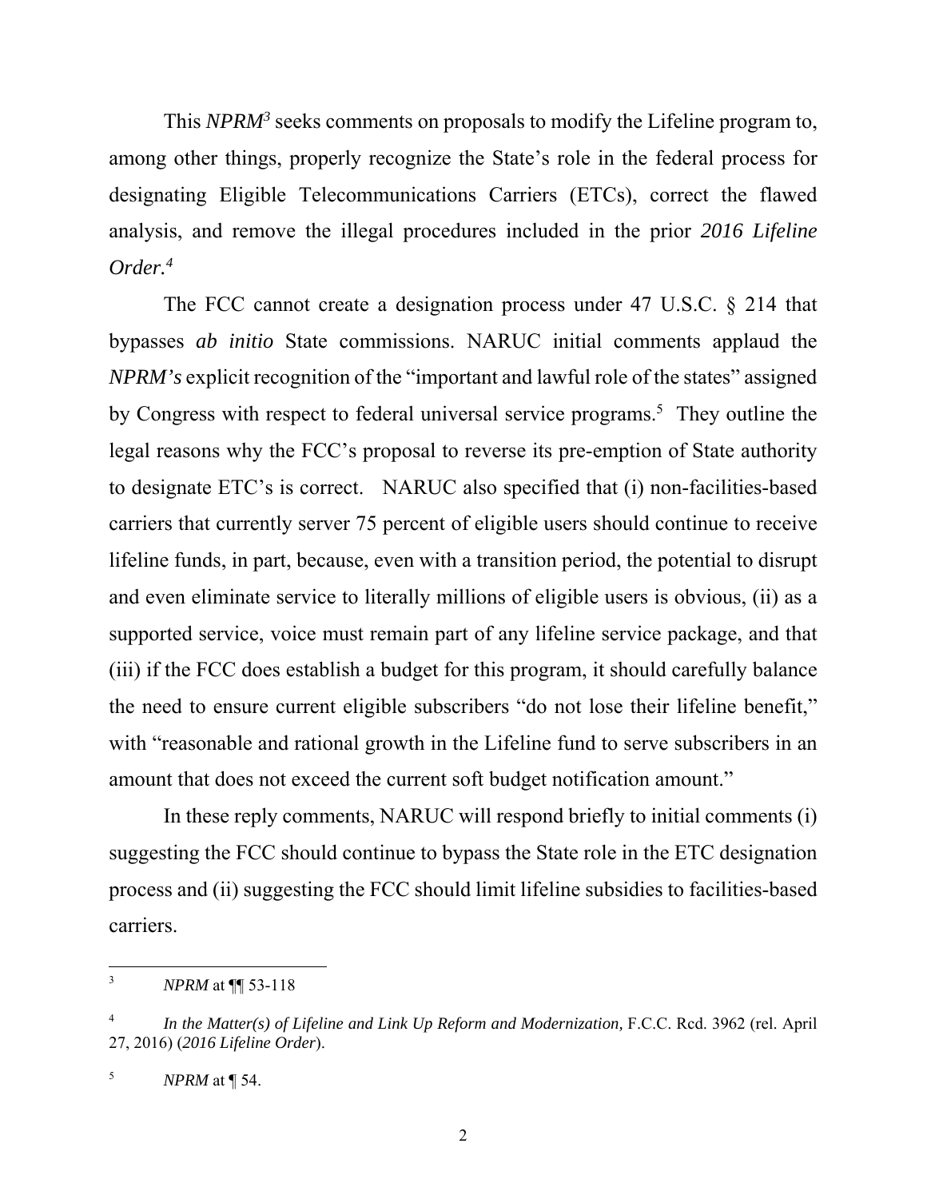This *NPRM*[3] seeks comments on proposals to modify the Lifeline program to, among other things, properly recognize the State's role in the federal process for designating Eligible Telecommunications Carriers (ETCs), correct the flawed analysis, and remove the illegal procedures included in the prior *2016 Lifeline Order.*[4]

The FCC cannot create a designation process under 47 U.S.C. § 214 that bypasses *ab initio* State commissions. NARUC initial comments applaud the *NPRM's* explicit recognition of the "important and lawful role of the states" assigned by Congress with respect to federal universal service programs.[5] They outline the legal reasons why the FCC's proposal to reverse its pre-emption of State authority to designate ETC's is correct. NARUC also specified that (i) non-facilities-based carriers that currently server 75 percent of eligible users should continue to receive lifeline funds, in part, because, even with a transition period, the potential to disrupt and even eliminate service to literally millions of eligible users is obvious, (ii) as a supported service, voice must remain part of any lifeline service package, and that (iii) if the FCC does establish a budget for this program, it should carefully balance the need to ensure current eligible subscribers "do not lose their lifeline benefit," with "reasonable and rational growth in the Lifeline fund to serve subscribers in an amount that does not exceed the current soft budget notification amount."

In these reply comments, NARUC will respond briefly to initial comments (i) suggesting the FCC should continue to bypass the State role in the ETC designation process and (ii) suggesting the FCC should limit lifeline subsidies to facilities-based carriers.

---

[3] *NPRM* at ¶¶ 53-118

[4] *In the Matter(s) of Lifeline and Link Up Reform and Modernization,* F.C.C. Rcd. 3962 (rel. April 27, 2016) (*2016 Lifeline Order*).

[5] *NPRM* at ¶ 54.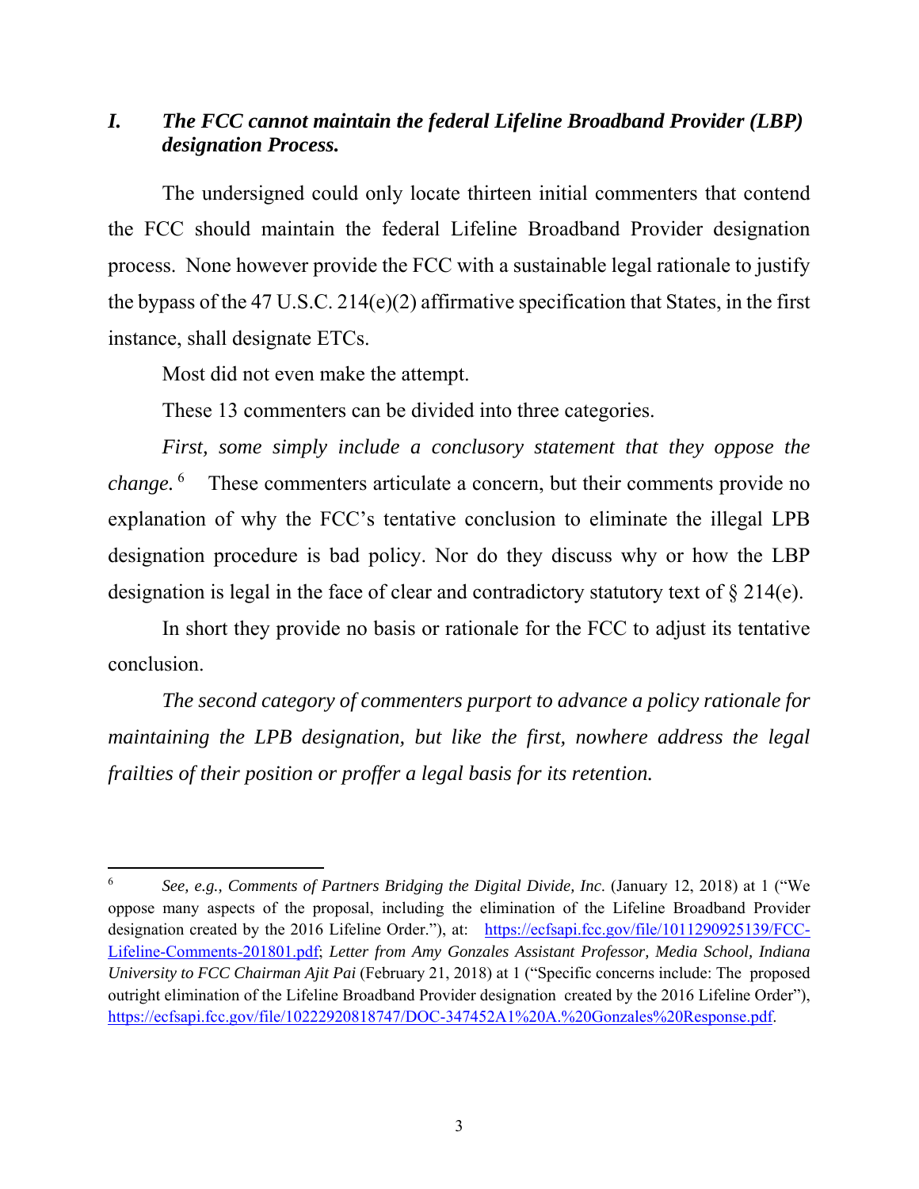## *I. The FCC cannot maintain the federal Lifeline Broadband Provider (LBP) designation Process.*

The undersigned could only locate thirteen initial commenters that contend the FCC should maintain the federal Lifeline Broadband Provider designation process. None however provide the FCC with a sustainable legal rationale to justify the bypass of the 47 U.S.C. 214(e)(2) affirmative specification that States, in the first instance, shall designate ETCs.

Most did not even make the attempt.

These 13 commenters can be divided into three categories.

*First, some simply include a conclusory statement that they oppose the change.*[6] These commenters articulate a concern, but their comments provide no explanation of why the FCC's tentative conclusion to eliminate the illegal LPB designation procedure is bad policy. Nor do they discuss why or how the LBP designation is legal in the face of clear and contradictory statutory text of § 214(e).

In short they provide no basis or rationale for the FCC to adjust its tentative conclusion.

*The second category of commenters purport to advance a policy rationale for maintaining the LPB designation, but like the first, nowhere address the legal frailties of their position or proffer a legal basis for its retention.*

---

[6] *See, e.g., Comments of Partners Bridging the Digital Divide, Inc.* (January 12, 2018) at 1 ("We oppose many aspects of the proposal, including the elimination of the Lifeline Broadband Provider designation created by the 2016 Lifeline Order."), at: https://ecfsapi.fcc.gov/file/1011290925139/FCC-Lifeline-Comments-201801.pdf; *Letter from Amy Gonzales Assistant Professor, Media School, Indiana University to FCC Chairman Ajit Pai* (February 21, 2018) at 1 ("Specific concerns include: The proposed outright elimination of the Lifeline Broadband Provider designation created by the 2016 Lifeline Order"), https://ecfsapi.fcc.gov/file/10222920818747/DOC-347452A1%20A.%20Gonzales%20Response.pdf.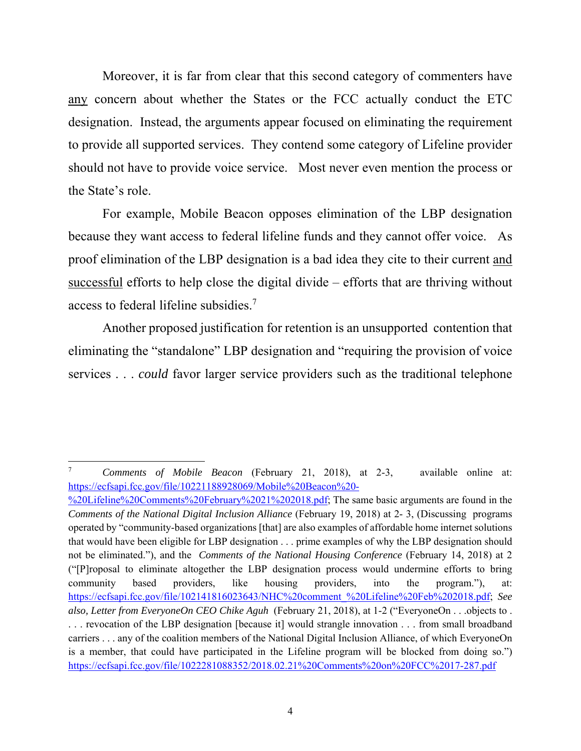Moreover, it is far from clear that this second category of commenters have <u>any</u> concern about whether the States or the FCC actually conduct the ETC designation. Instead, the arguments appear focused on eliminating the requirement to provide all supported services. They contend some category of Lifeline provider should not have to provide voice service. Most never even mention the process or the State's role.

For example, Mobile Beacon opposes elimination of the LBP designation because they want access to federal lifeline funds and they cannot offer voice. As proof elimination of the LBP designation is a bad idea they cite to their current <u>and successful</u> efforts to help close the digital divide – efforts that are thriving without access to federal lifeline subsidies.[7]

Another proposed justification for retention is an unsupported contention that eliminating the "standalone" LBP designation and "requiring the provision of voice services . . . *could* favor larger service providers such as the traditional telephone

---

[7] *Comments of Mobile Beacon* (February 21, 2018), at 2-3, available online at: https://ecfsapi.fcc.gov/file/10221188928069/Mobile%20Beacon%20-%20Lifeline%20Comments%20February%2021%202018.pdf; The same basic arguments are found in the *Comments of the National Digital Inclusion Alliance* (February 19, 2018) at 2- 3, (Discussing programs operated by "community-based organizations [that] are also examples of affordable home internet solutions that would have been eligible for LBP designation . . . prime examples of why the LBP designation should not be eliminated."), and the *Comments of the National Housing Conference* (February 14, 2018) at 2 ("[P]roposal to eliminate altogether the LBP designation process would undermine efforts to bring community based providers, like housing providers, into the program."), at: https://ecfsapi.fcc.gov/file/102141816023643/NHC%20comment_%20Lifeline%20Feb%202018.pdf; *See also, Letter from EveryoneOn CEO Chike Aguh* (February 21, 2018), at 1-2 ("EveryoneOn . . .objects to . . . . revocation of the LBP designation [because it] would strangle innovation . . . from small broadband carriers . . . any of the coalition members of the National Digital Inclusion Alliance, of which EveryoneOn is a member, that could have participated in the Lifeline program will be blocked from doing so.") https://ecfsapi.fcc.gov/file/1022281088352/2018.02.21%20Comments%20on%20FCC%2017-287.pdf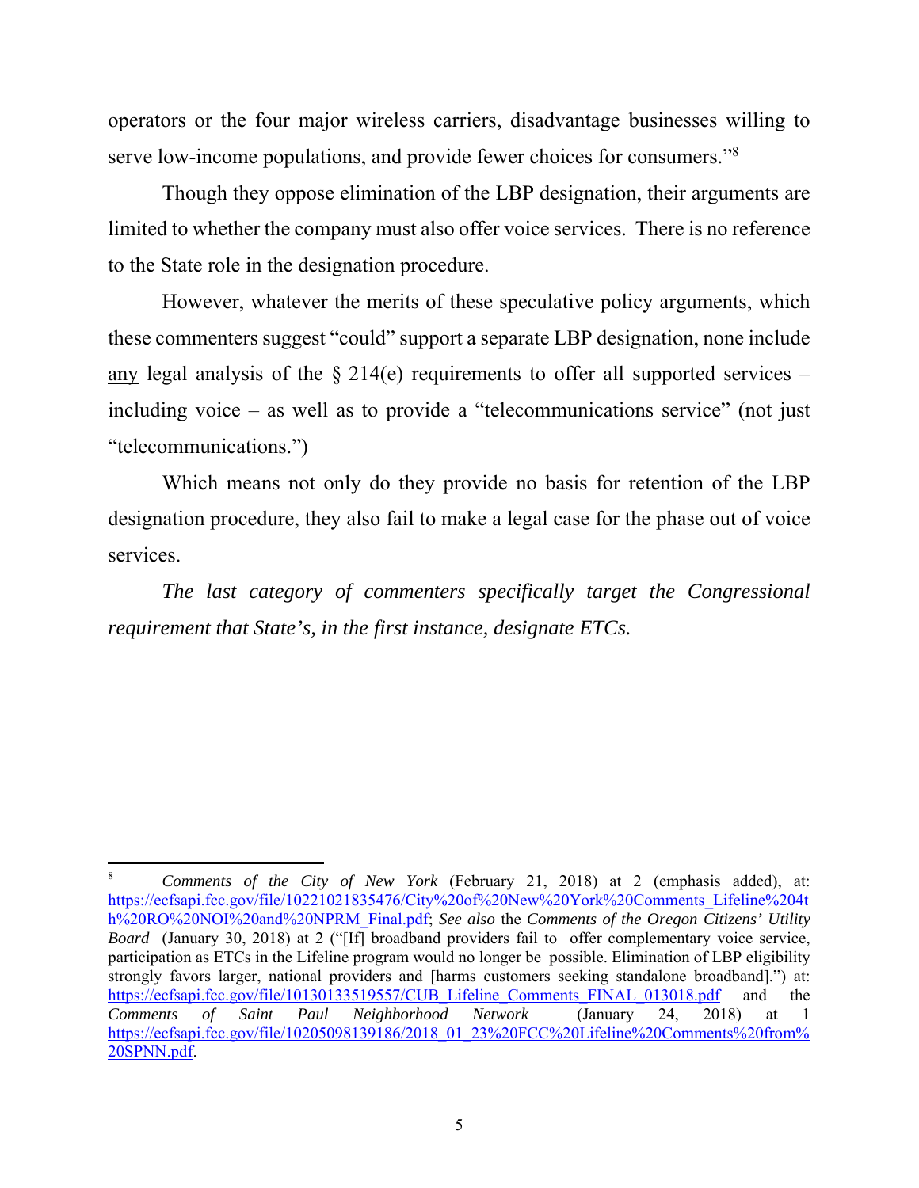operators or the four major wireless carriers, disadvantage businesses willing to serve low-income populations, and provide fewer choices for consumers."[8]

Though they oppose elimination of the LBP designation, their arguments are limited to whether the company must also offer voice services. There is no reference to the State role in the designation procedure.

However, whatever the merits of these speculative policy arguments, which these commenters suggest "could" support a separate LBP designation, none include <u>any</u> legal analysis of the § 214(e) requirements to offer all supported services – including voice – as well as to provide a "telecommunications service" (not just "telecommunications.")

Which means not only do they provide no basis for retention of the LBP designation procedure, they also fail to make a legal case for the phase out of voice services.

*The last category of commenters specifically target the Congressional requirement that State's, in the first instance, designate ETCs.*

---

[8] *Comments of the City of New York* (February 21, 2018) at 2 (emphasis added), at: https://ecfsapi.fcc.gov/file/10221021835476/City%20of%20New%20York%20Comments_Lifeline%204th%20RO%20NOI%20and%20NPRM_Final.pdf; *See also* the *Comments of the Oregon Citizens' Utility Board* (January 30, 2018) at 2 ("[If] broadband providers fail to offer complementary voice service, participation as ETCs in the Lifeline program would no longer be possible. Elimination of LBP eligibility strongly favors larger, national providers and [harms customers seeking standalone broadband].") at: https://ecfsapi.fcc.gov/file/10130133519557/CUB_Lifeline_Comments_FINAL_013018.pdf and the *Comments of Saint Paul Neighborhood Network* (January 24, 2018) at 1 https://ecfsapi.fcc.gov/file/10205098139186/2018_01_23%20FCC%20Lifeline%20Comments%20from%20SPNN.pdf.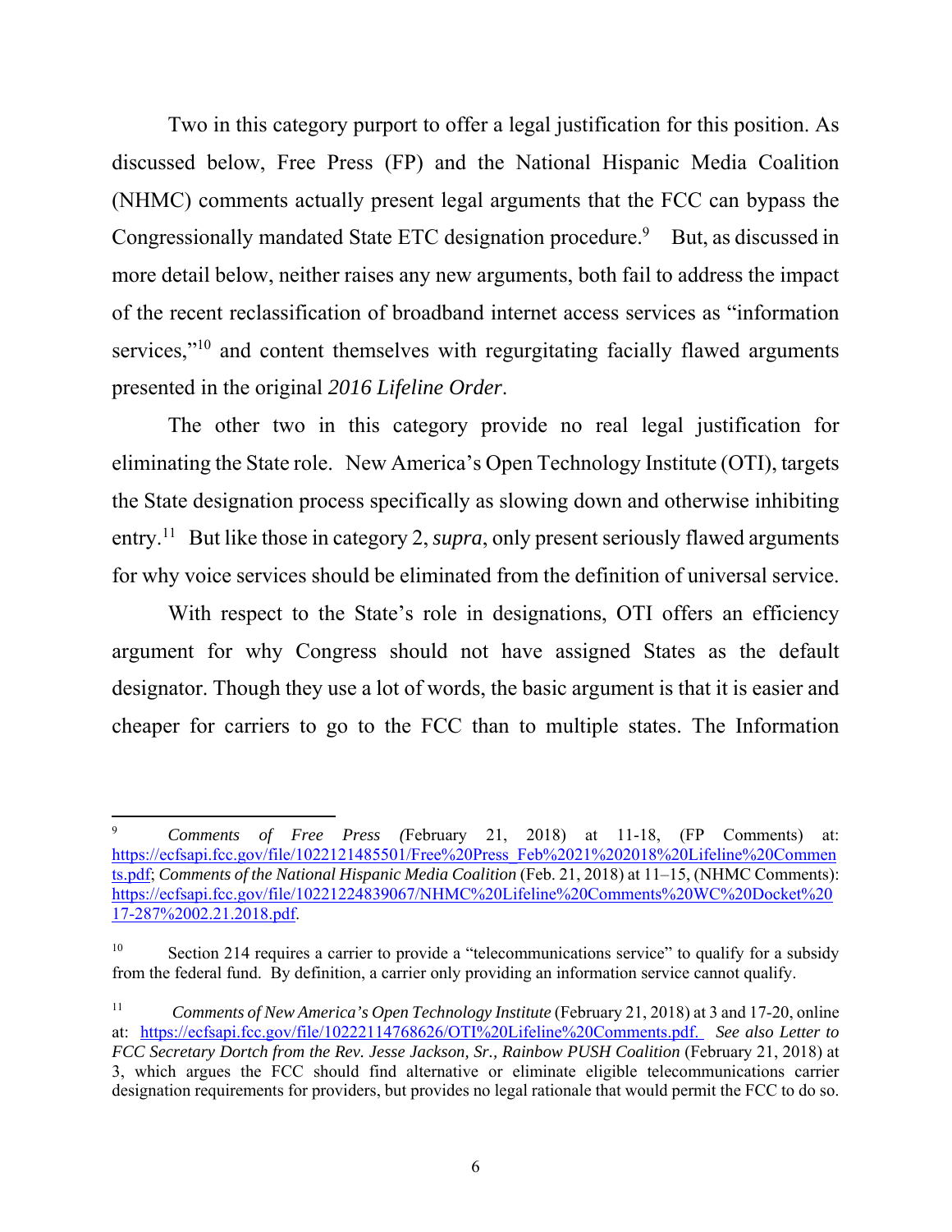Two in this category purport to offer a legal justification for this position. As discussed below, Free Press (FP) and the National Hispanic Media Coalition (NHMC) comments actually present legal arguments that the FCC can bypass the Congressionally mandated State ETC designation procedure.[9] But, as discussed in more detail below, neither raises any new arguments, both fail to address the impact of the recent reclassification of broadband internet access services as "information services,"[10] and content themselves with regurgitating facially flawed arguments presented in the original *2016 Lifeline Order*.

The other two in this category provide no real legal justification for eliminating the State role. New America's Open Technology Institute (OTI), targets the State designation process specifically as slowing down and otherwise inhibiting entry.[11] But like those in category 2, *supra*, only present seriously flawed arguments for why voice services should be eliminated from the definition of universal service.

With respect to the State's role in designations, OTI offers an efficiency argument for why Congress should not have assigned States as the default designator. Though they use a lot of words, the basic argument is that it is easier and cheaper for carriers to go to the FCC than to multiple states. The Information

---

[9] *Comments of Free Press (*February 21, 2018) at 11-18, (FP Comments) at: https://ecfsapi.fcc.gov/file/1022121485501/Free%20Press_Feb%2021%202018%20Lifeline%20Comments.pdf; *Comments of the National Hispanic Media Coalition* (Feb. 21, 2018) at 11–15, (NHMC Comments): https://ecfsapi.fcc.gov/file/10221224839067/NHMC%20Lifeline%20Comments%20WC%20Docket%2017-287%2002.21.2018.pdf.

[10] Section 214 requires a carrier to provide a "telecommunications service" to qualify for a subsidy from the federal fund. By definition, a carrier only providing an information service cannot qualify.

[11] *Comments of New America's Open Technology Institute* (February 21, 2018) at 3 and 17-20, online at: https://ecfsapi.fcc.gov/file/10222114768626/OTI%20Lifeline%20Comments.pdf. *See also Letter to FCC Secretary Dortch from the Rev. Jesse Jackson, Sr., Rainbow PUSH Coalition* (February 21, 2018) at 3, which argues the FCC should find alternative or eliminate eligible telecommunications carrier designation requirements for providers, but provides no legal rationale that would permit the FCC to do so.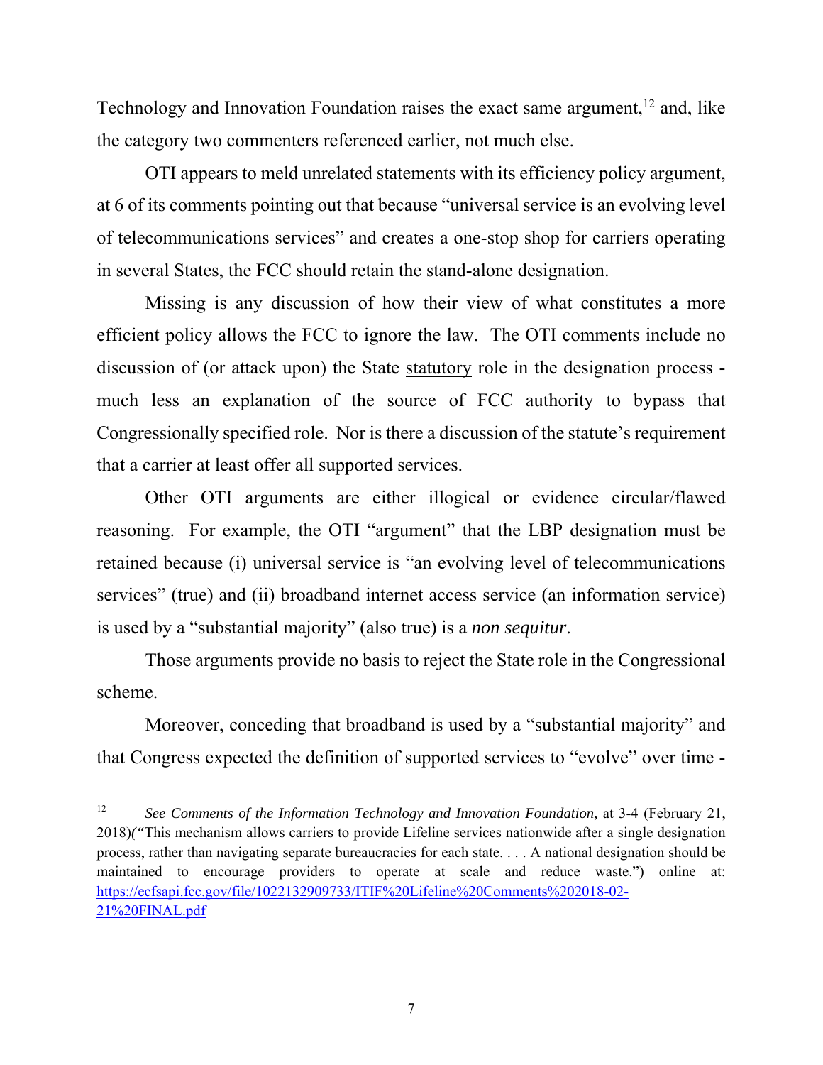Technology and Innovation Foundation raises the exact same argument,[12] and, like the category two commenters referenced earlier, not much else.

OTI appears to meld unrelated statements with its efficiency policy argument, at 6 of its comments pointing out that because "universal service is an evolving level of telecommunications services" and creates a one-stop shop for carriers operating in several States, the FCC should retain the stand-alone designation.

Missing is any discussion of how their view of what constitutes a more efficient policy allows the FCC to ignore the law. The OTI comments include no discussion of (or attack upon) the State <u>statutory</u> role in the designation process - much less an explanation of the source of FCC authority to bypass that Congressionally specified role. Nor is there a discussion of the statute's requirement that a carrier at least offer all supported services.

Other OTI arguments are either illogical or evidence circular/flawed reasoning. For example, the OTI "argument" that the LBP designation must be retained because (i) universal service is "an evolving level of telecommunications services" (true) and (ii) broadband internet access service (an information service) is used by a "substantial majority" (also true) is a *non sequitur*.

Those arguments provide no basis to reject the State role in the Congressional scheme.

Moreover, conceding that broadband is used by a "substantial majority" and that Congress expected the definition of supported services to "evolve" over time -

---

[12] *See Comments of the Information Technology and Innovation Foundation,* at 3-4 (February 21, 2018)*("*This mechanism allows carriers to provide Lifeline services nationwide after a single designation process, rather than navigating separate bureaucracies for each state. . . . A national designation should be maintained to encourage providers to operate at scale and reduce waste.") online at: https://ecfsapi.fcc.gov/file/1022132909733/ITIF%20Lifeline%20Comments%202018-02-21%20FINAL.pdf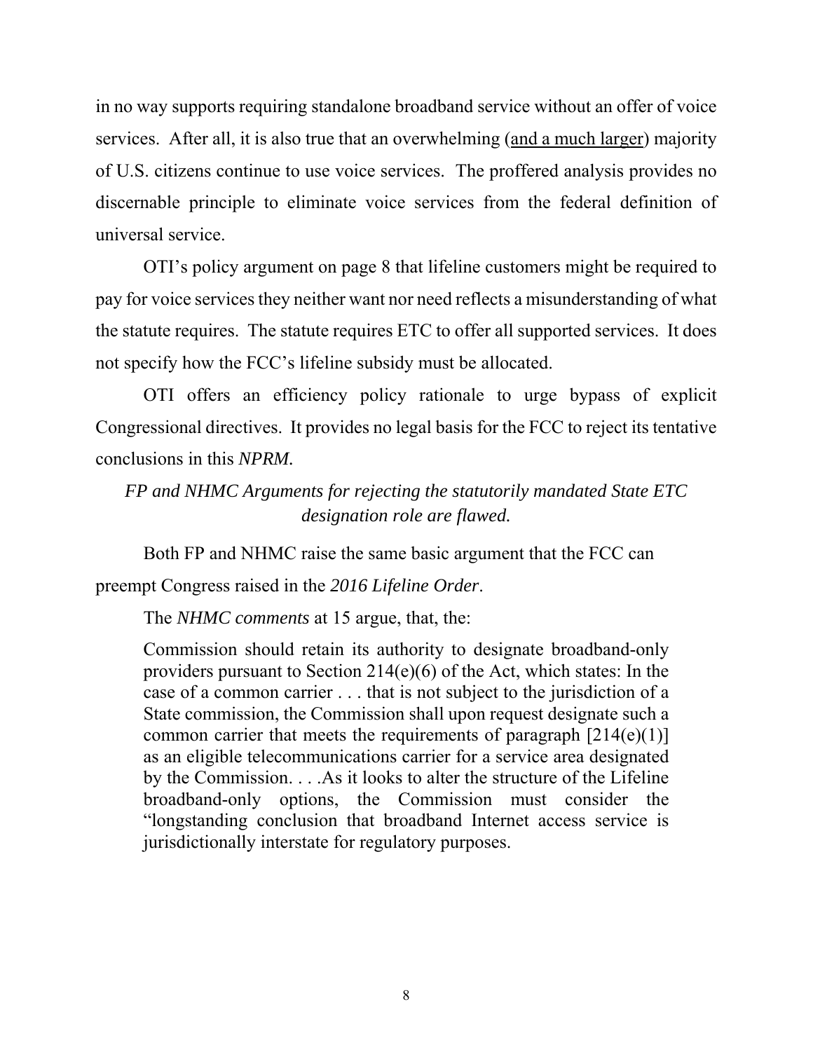in no way supports requiring standalone broadband service without an offer of voice services. After all, it is also true that an overwhelming (<u>and a much larger</u>) majority of U.S. citizens continue to use voice services. The proffered analysis provides no discernable principle to eliminate voice services from the federal definition of universal service.

OTI's policy argument on page 8 that lifeline customers might be required to pay for voice services they neither want nor need reflects a misunderstanding of what the statute requires. The statute requires ETC to offer all supported services. It does not specify how the FCC's lifeline subsidy must be allocated.

OTI offers an efficiency policy rationale to urge bypass of explicit Congressional directives. It provides no legal basis for the FCC to reject its tentative conclusions in this *NPRM.*

*FP and NHMC Arguments for rejecting the statutorily mandated State ETC designation role are flawed.*

Both FP and NHMC raise the same basic argument that the FCC can preempt Congress raised in the *2016 Lifeline Order*.

The *NHMC comments* at 15 argue, that, the:

> Commission should retain its authority to designate broadband-only providers pursuant to Section 214(e)(6) of the Act, which states: In the case of a common carrier . . . that is not subject to the jurisdiction of a State commission, the Commission shall upon request designate such a common carrier that meets the requirements of paragraph [214(e)(1)] as an eligible telecommunications carrier for a service area designated by the Commission. . . .As it looks to alter the structure of the Lifeline broadband-only options, the Commission must consider the "longstanding conclusion that broadband Internet access service is jurisdictionally interstate for regulatory purposes.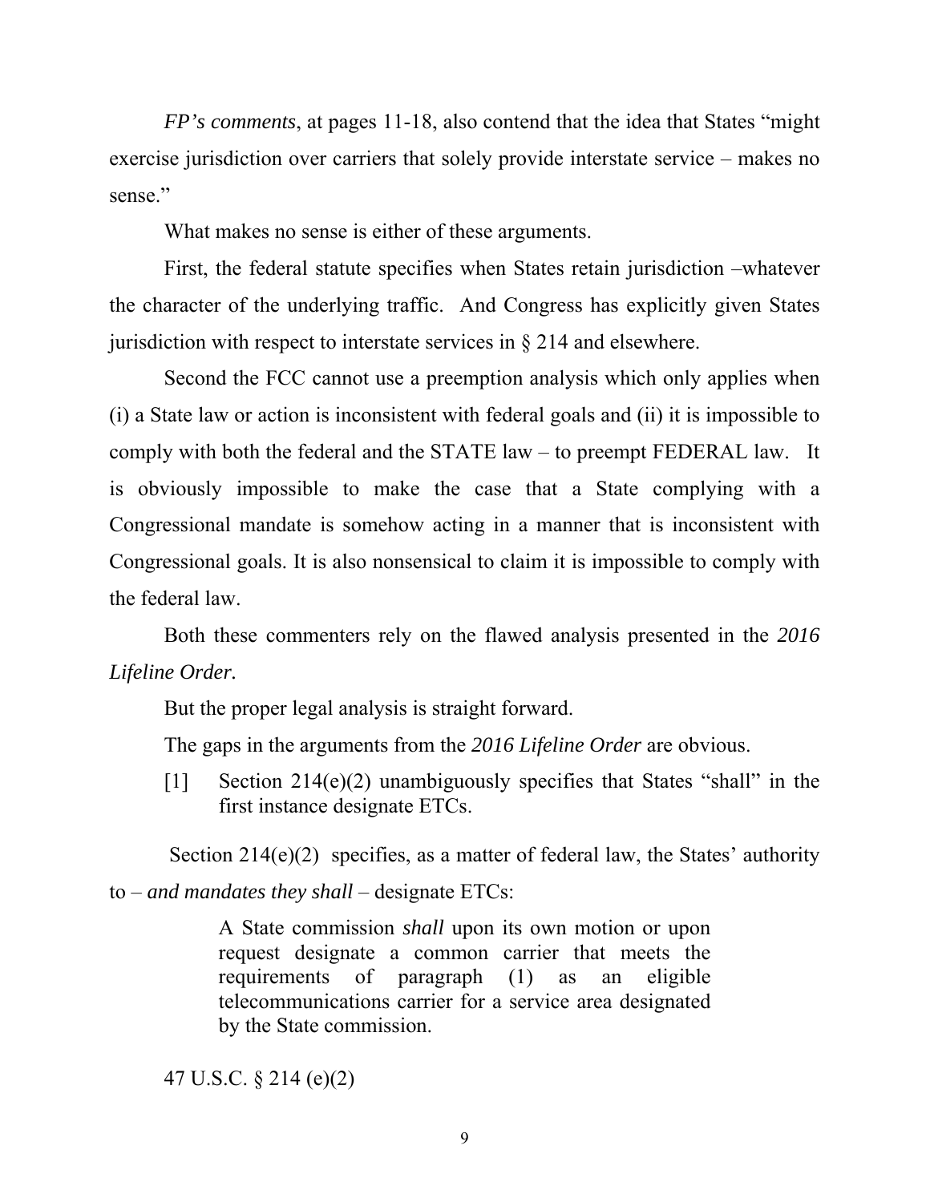*FP's comments*, at pages 11-18, also contend that the idea that States "might exercise jurisdiction over carriers that solely provide interstate service – makes no sense."

What makes no sense is either of these arguments.

First, the federal statute specifies when States retain jurisdiction –whatever the character of the underlying traffic. And Congress has explicitly given States jurisdiction with respect to interstate services in § 214 and elsewhere.

Second the FCC cannot use a preemption analysis which only applies when (i) a State law or action is inconsistent with federal goals and (ii) it is impossible to comply with both the federal and the STATE law – to preempt FEDERAL law. It is obviously impossible to make the case that a State complying with a Congressional mandate is somehow acting in a manner that is inconsistent with Congressional goals. It is also nonsensical to claim it is impossible to comply with the federal law.

Both these commenters rely on the flawed analysis presented in the *2016 Lifeline Order.*

But the proper legal analysis is straight forward.

The gaps in the arguments from the *2016 Lifeline Order* are obvious.

[1] Section 214(e)(2) unambiguously specifies that States "shall" in the first instance designate ETCs.

Section 214(e)(2) specifies, as a matter of federal law, the States' authority to – *and mandates they shall* – designate ETCs:

> A State commission *shall* upon its own motion or upon request designate a common carrier that meets the requirements of paragraph (1) as an eligible telecommunications carrier for a service area designated by the State commission.

47 U.S.C. § 214 (e)(2)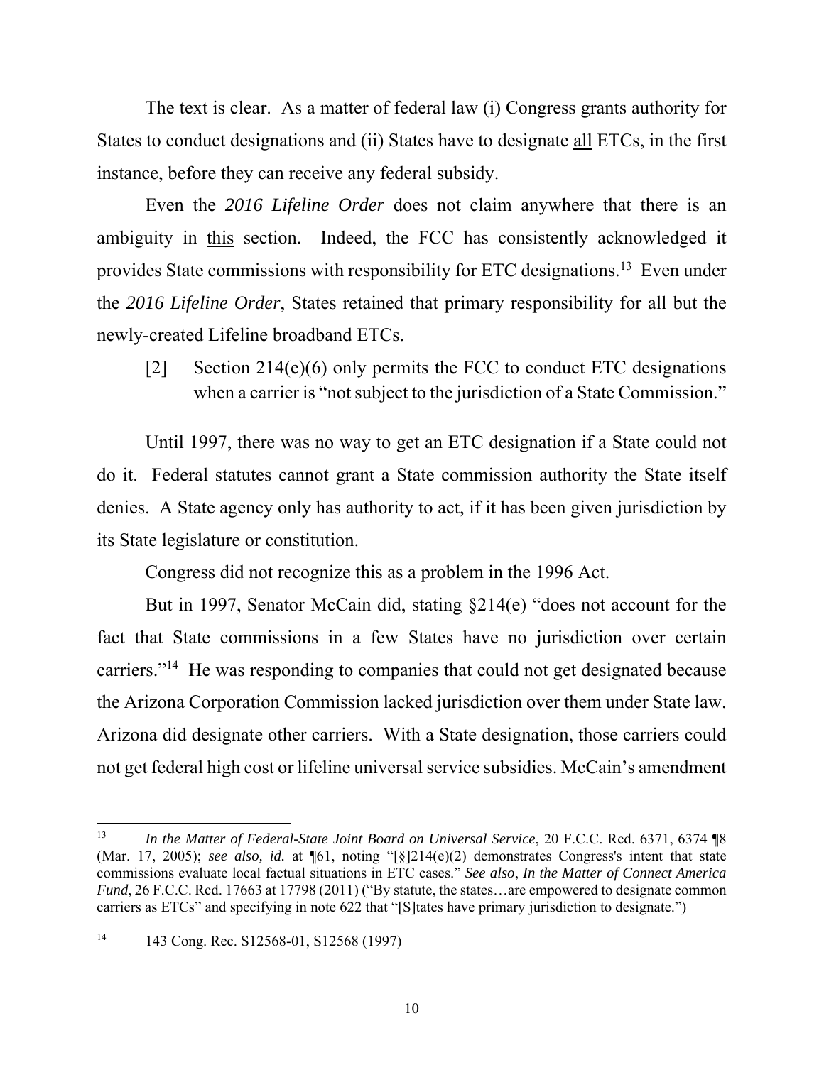The text is clear. As a matter of federal law (i) Congress grants authority for States to conduct designations and (ii) States have to designate <u>all</u> ETCs, in the first instance, before they can receive any federal subsidy.

Even the *2016 Lifeline Order* does not claim anywhere that there is an ambiguity in <u>this</u> section. Indeed, the FCC has consistently acknowledged it provides State commissions with responsibility for ETC designations.[13] Even under the *2016 Lifeline Order*, States retained that primary responsibility for all but the newly-created Lifeline broadband ETCs.

> [2] Section 214(e)(6) only permits the FCC to conduct ETC designations when a carrier is "not subject to the jurisdiction of a State Commission."

Until 1997, there was no way to get an ETC designation if a State could not do it. Federal statutes cannot grant a State commission authority the State itself denies. A State agency only has authority to act, if it has been given jurisdiction by its State legislature or constitution.

Congress did not recognize this as a problem in the 1996 Act.

But in 1997, Senator McCain did, stating §214(e) "does not account for the fact that State commissions in a few States have no jurisdiction over certain carriers."[14] He was responding to companies that could not get designated because the Arizona Corporation Commission lacked jurisdiction over them under State law. Arizona did designate other carriers. With a State designation, those carriers could not get federal high cost or lifeline universal service subsidies. McCain's amendment

---

[13] *In the Matter of Federal-State Joint Board on Universal Service*, 20 F.C.C. Rcd. 6371, 6374 ¶8 (Mar. 17, 2005); *see also, id.* at ¶61, noting "[§]214(e)(2) demonstrates Congress's intent that state commissions evaluate local factual situations in ETC cases." *See also*, *In the Matter of Connect America Fund*, 26 F.C.C. Rcd. 17663 at 17798 (2011) ("By statute, the states…are empowered to designate common carriers as ETCs" and specifying in note 622 that "[S]tates have primary jurisdiction to designate.")

[14] 143 Cong. Rec. S12568-01, S12568 (1997)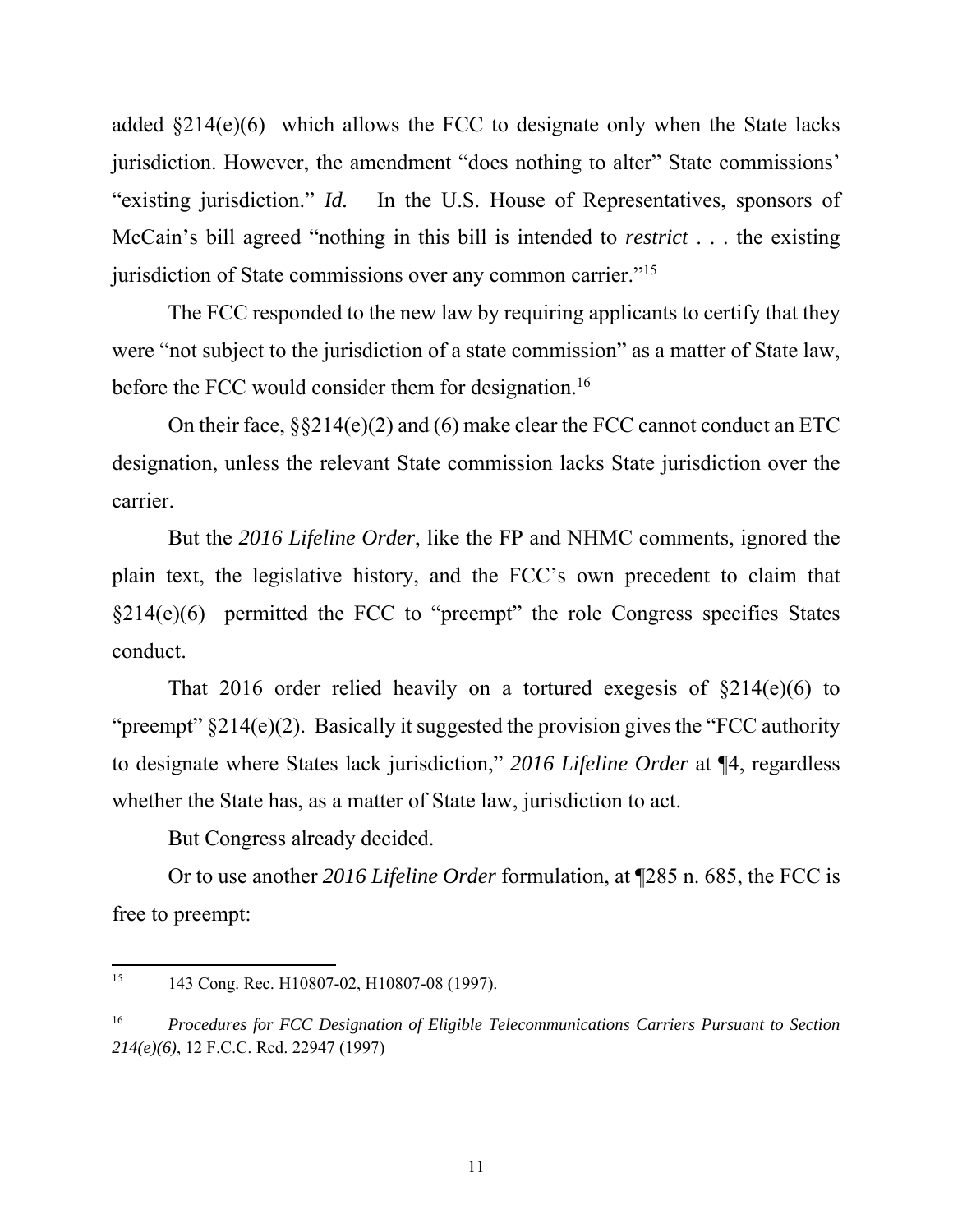added §214(e)(6) which allows the FCC to designate only when the State lacks jurisdiction. However, the amendment "does nothing to alter" State commissions' "existing jurisdiction." *Id.* In the U.S. House of Representatives, sponsors of McCain's bill agreed "nothing in this bill is intended to *restrict* . . . the existing jurisdiction of State commissions over any common carrier."[15]

The FCC responded to the new law by requiring applicants to certify that they were "not subject to the jurisdiction of a state commission" as a matter of State law, before the FCC would consider them for designation.[16]

On their face, §§214(e)(2) and (6) make clear the FCC cannot conduct an ETC designation, unless the relevant State commission lacks State jurisdiction over the carrier.

But the *2016 Lifeline Order*, like the FP and NHMC comments, ignored the plain text, the legislative history, and the FCC's own precedent to claim that §214(e)(6) permitted the FCC to "preempt" the role Congress specifies States conduct.

That 2016 order relied heavily on a tortured exegesis of §214(e)(6) to "preempt" §214(e)(2). Basically it suggested the provision gives the "FCC authority to designate where States lack jurisdiction," *2016 Lifeline Order* at ¶4, regardless whether the State has, as a matter of State law, jurisdiction to act.

But Congress already decided.

Or to use another *2016 Lifeline Order* formulation, at ¶285 n. 685, the FCC is free to preempt:

---

[15] 143 Cong. Rec. H10807-02, H10807-08 (1997).

[16] *Procedures for FCC Designation of Eligible Telecommunications Carriers Pursuant to Section 214(e)(6)*, 12 F.C.C. Rcd. 22947 (1997)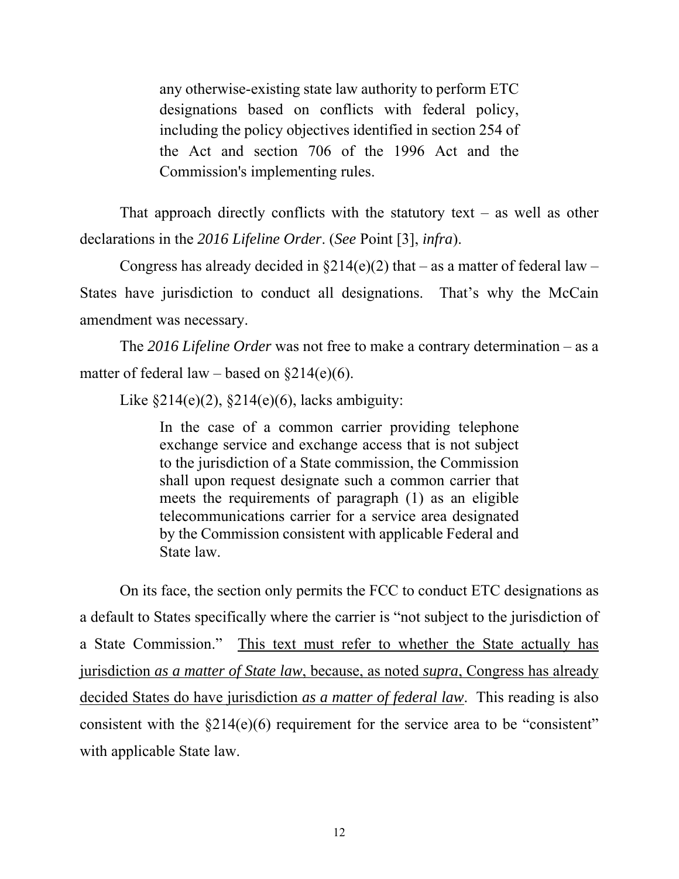> any otherwise-existing state law authority to perform ETC designations based on conflicts with federal policy, including the policy objectives identified in section 254 of the Act and section 706 of the 1996 Act and the Commission's implementing rules.

That approach directly conflicts with the statutory text – as well as other declarations in the *2016 Lifeline Order*. (*See* Point [3], *infra*).

Congress has already decided in §214(e)(2) that – as a matter of federal law – States have jurisdiction to conduct all designations. That's why the McCain amendment was necessary.

The *2016 Lifeline Order* was not free to make a contrary determination – as a matter of federal law – based on §214(e)(6).

Like §214(e)(2), §214(e)(6), lacks ambiguity:

> In the case of a common carrier providing telephone exchange service and exchange access that is not subject to the jurisdiction of a State commission, the Commission shall upon request designate such a common carrier that meets the requirements of paragraph (1) as an eligible telecommunications carrier for a service area designated by the Commission consistent with applicable Federal and State law.

On its face, the section only permits the FCC to conduct ETC designations as a default to States specifically where the carrier is "not subject to the jurisdiction of a State Commission." <u>This text must refer to whether the State actually has jurisdiction *as a matter of State law*, because, as noted *supra*, Congress has already decided States do have jurisdiction *as a matter of federal law*</u>. This reading is also consistent with the §214(e)(6) requirement for the service area to be "consistent" with applicable State law.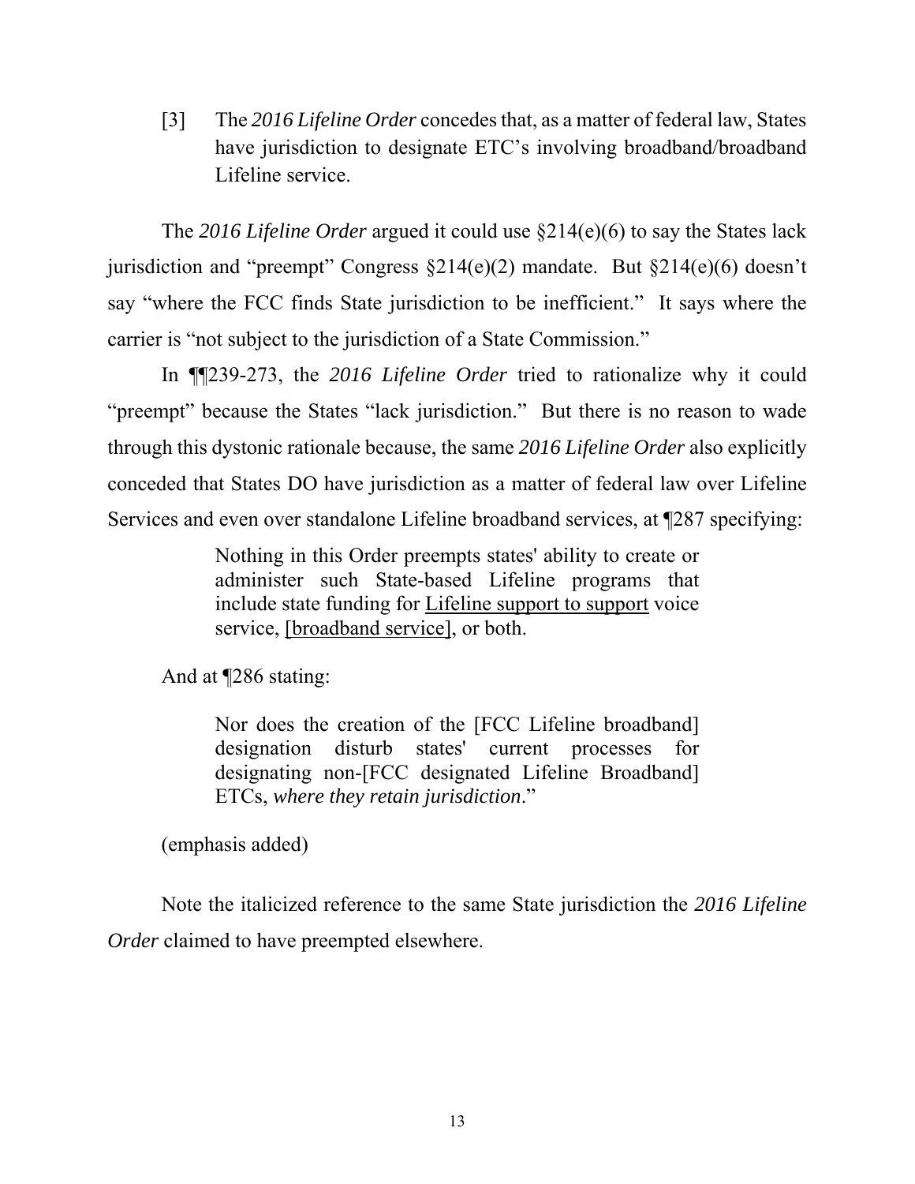[3] The *2016 Lifeline Order* concedes that, as a matter of federal law, States have jurisdiction to designate ETC's involving broadband/broadband Lifeline service.

The *2016 Lifeline Order* argued it could use §214(e)(6) to say the States lack jurisdiction and "preempt" Congress §214(e)(2) mandate. But §214(e)(6) doesn't say "where the FCC finds State jurisdiction to be inefficient." It says where the carrier is "not subject to the jurisdiction of a State Commission."

In ¶¶239-273, the *2016 Lifeline Order* tried to rationalize why it could "preempt" because the States "lack jurisdiction." But there is no reason to wade through this dystonic rationale because, the same *2016 Lifeline Order* also explicitly conceded that States DO have jurisdiction as a matter of federal law over Lifeline Services and even over standalone Lifeline broadband services, at ¶287 specifying:

> Nothing in this Order preempts states' ability to create or administer such State-based Lifeline programs that include state funding for <u>Lifeline support to support</u> voice service, <u>[broadband service]</u>, or both.

And at ¶286 stating:

> Nor does the creation of the [FCC Lifeline broadband] designation disturb states' current processes for designating non-[FCC designated Lifeline Broadband] ETCs, *where they retain jurisdiction*."

(emphasis added)

Note the italicized reference to the same State jurisdiction the *2016 Lifeline Order* claimed to have preempted elsewhere.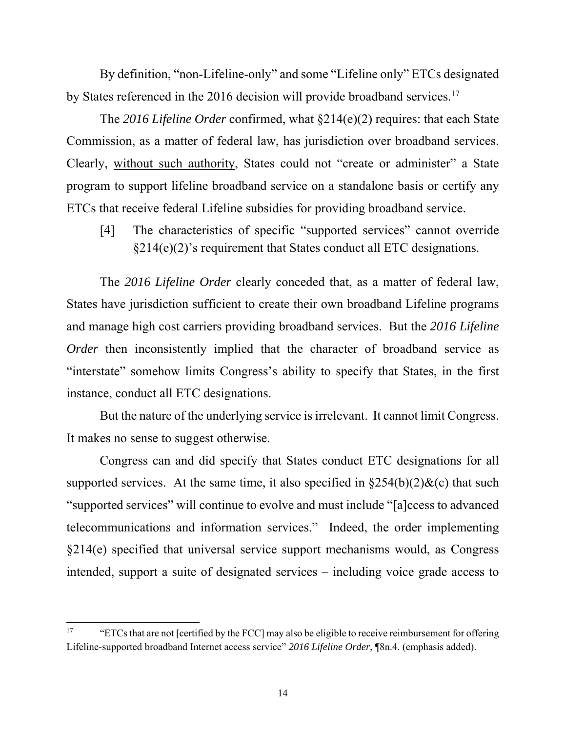By definition, "non-Lifeline-only" and some "Lifeline only" ETCs designated by States referenced in the 2016 decision will provide broadband services.[17]

The *2016 Lifeline Order* confirmed, what §214(e)(2) requires: that each State Commission, as a matter of federal law, has jurisdiction over broadband services. Clearly, without such authority, States could not "create or administer" a State program to support lifeline broadband service on a standalone basis or certify any ETCs that receive federal Lifeline subsidies for providing broadband service.

[4] The characteristics of specific "supported services" cannot override §214(e)(2)'s requirement that States conduct all ETC designations.

The *2016 Lifeline Order* clearly conceded that, as a matter of federal law, States have jurisdiction sufficient to create their own broadband Lifeline programs and manage high cost carriers providing broadband services. But the *2016 Lifeline Order* then inconsistently implied that the character of broadband service as "interstate" somehow limits Congress's ability to specify that States, in the first instance, conduct all ETC designations.

But the nature of the underlying service is irrelevant. It cannot limit Congress. It makes no sense to suggest otherwise.

Congress can and did specify that States conduct ETC designations for all supported services. At the same time, it also specified in §254(b)(2)&(c) that such "supported services" will continue to evolve and must include "[a]ccess to advanced telecommunications and information services." Indeed, the order implementing §214(e) specified that universal service support mechanisms would, as Congress intended, support a suite of designated services – including voice grade access to

---

[17] "ETCs that are not [certified by the FCC] may also be eligible to receive reimbursement for offering Lifeline-supported broadband Internet access service" *2016 Lifeline Order,* ¶8n.4. (emphasis added).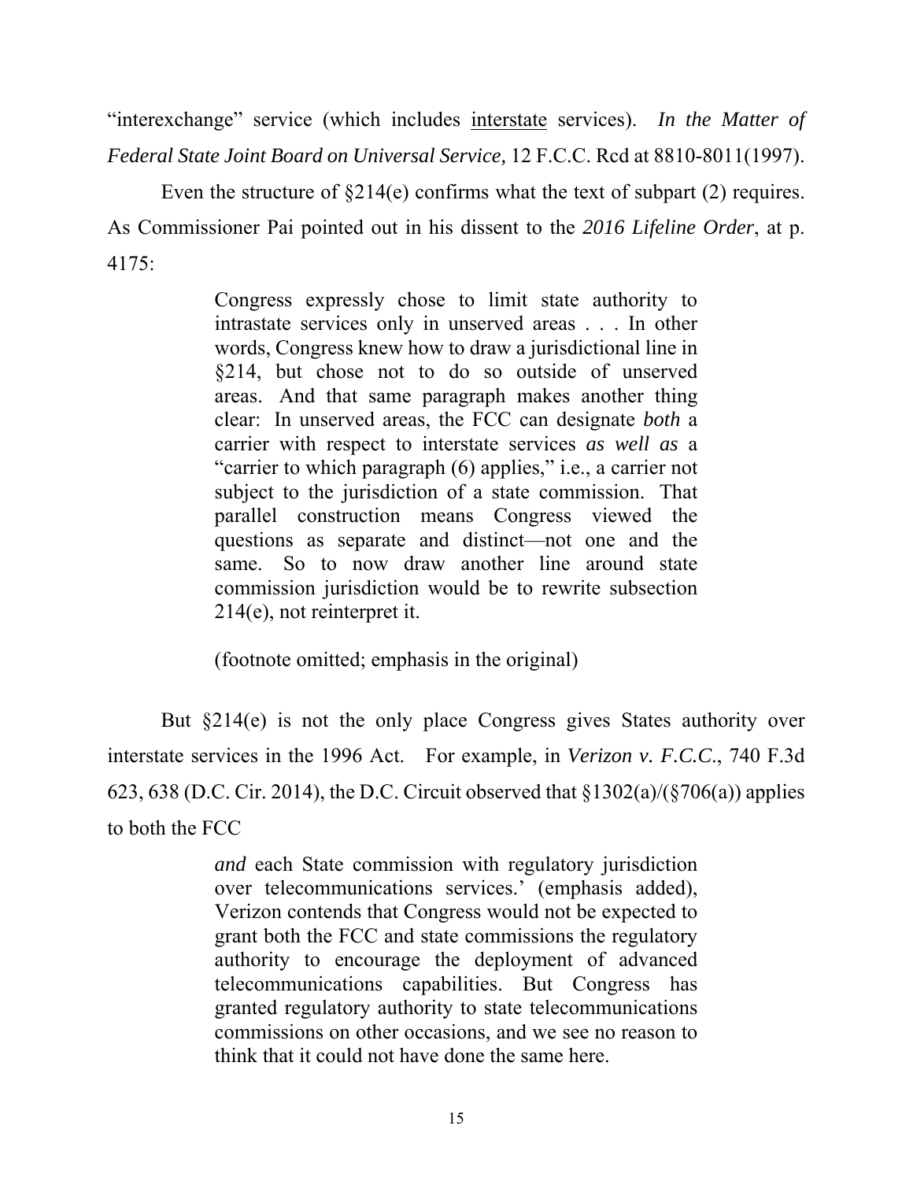"interexchange" service (which includes <u>interstate</u> services). *In the Matter of Federal State Joint Board on Universal Service,* 12 F.C.C. Rcd at 8810-8011(1997).

Even the structure of §214(e) confirms what the text of subpart (2) requires. As Commissioner Pai pointed out in his dissent to the *2016 Lifeline Order*, at p. 4175:

> Congress expressly chose to limit state authority to intrastate services only in unserved areas . . . In other words, Congress knew how to draw a jurisdictional line in §214, but chose not to do so outside of unserved areas. And that same paragraph makes another thing clear: In unserved areas, the FCC can designate *both* a carrier with respect to interstate services *as well as* a "carrier to which paragraph (6) applies," i.e., a carrier not subject to the jurisdiction of a state commission. That parallel construction means Congress viewed the questions as separate and distinct—not one and the same. So to now draw another line around state commission jurisdiction would be to rewrite subsection 214(e), not reinterpret it.
>
> (footnote omitted; emphasis in the original)

But §214(e) is not the only place Congress gives States authority over interstate services in the 1996 Act. For example, in *Verizon v. F.C.C.*, 740 F.3d 623, 638 (D.C. Cir. 2014), the D.C. Circuit observed that §1302(a)/(§706(a)) applies to both the FCC

> *and* each State commission with regulatory jurisdiction over telecommunications services.' (emphasis added), Verizon contends that Congress would not be expected to grant both the FCC and state commissions the regulatory authority to encourage the deployment of advanced telecommunications capabilities. But Congress has granted regulatory authority to state telecommunications commissions on other occasions, and we see no reason to think that it could not have done the same here.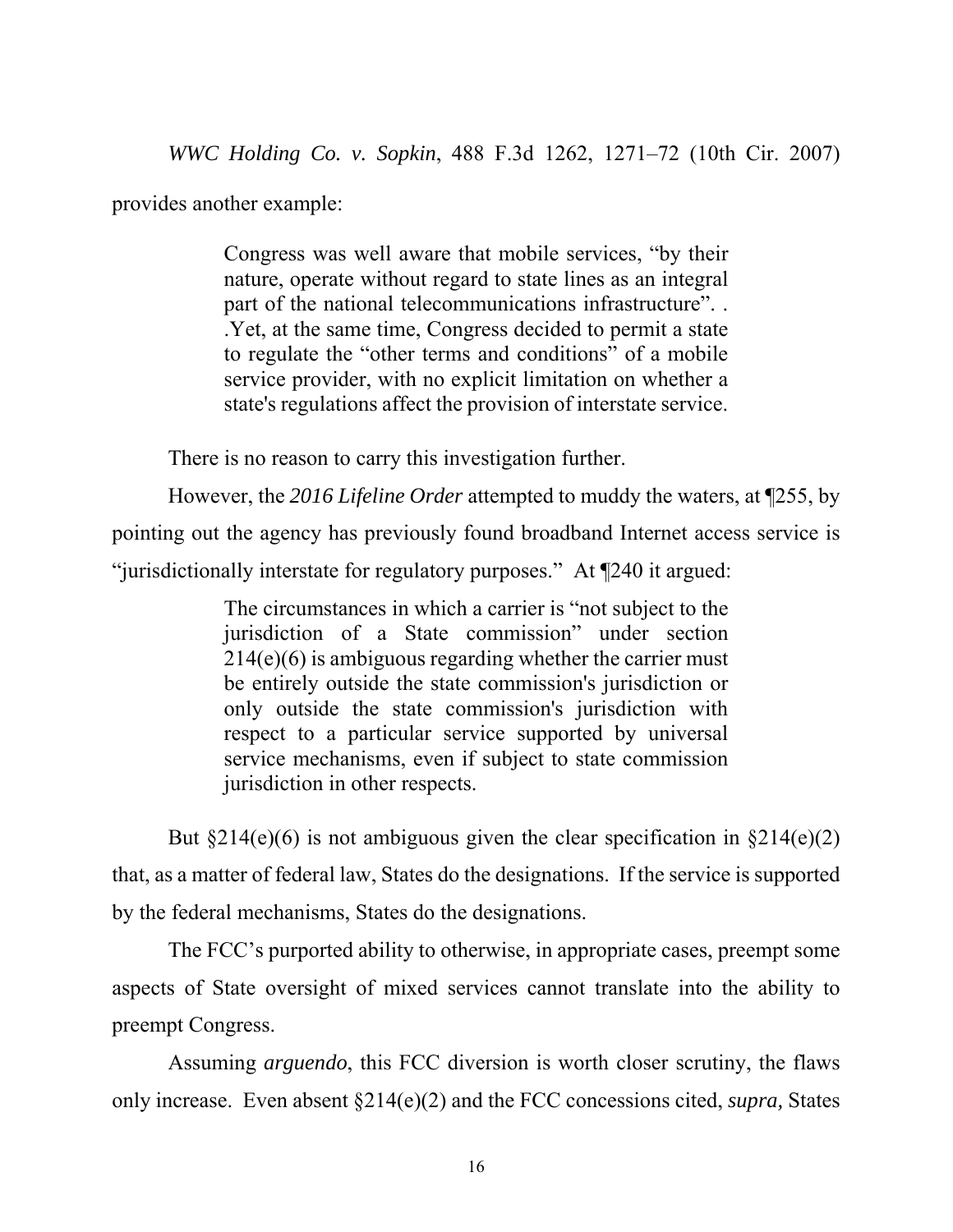*WWC Holding Co. v. Sopkin*, 488 F.3d 1262, 1271–72 (10th Cir. 2007) provides another example:

> Congress was well aware that mobile services, "by their nature, operate without regard to state lines as an integral part of the national telecommunications infrastructure". . .Yet, at the same time, Congress decided to permit a state to regulate the "other terms and conditions" of a mobile service provider, with no explicit limitation on whether a state's regulations affect the provision of interstate service.

There is no reason to carry this investigation further.

However, the *2016 Lifeline Order* attempted to muddy the waters, at ¶255, by pointing out the agency has previously found broadband Internet access service is "jurisdictionally interstate for regulatory purposes." At ¶240 it argued:

> The circumstances in which a carrier is "not subject to the jurisdiction of a State commission" under section 214(e)(6) is ambiguous regarding whether the carrier must be entirely outside the state commission's jurisdiction or only outside the state commission's jurisdiction with respect to a particular service supported by universal service mechanisms, even if subject to state commission jurisdiction in other respects.

But §214(e)(6) is not ambiguous given the clear specification in §214(e)(2) that, as a matter of federal law, States do the designations. If the service is supported by the federal mechanisms, States do the designations.

The FCC's purported ability to otherwise, in appropriate cases, preempt some aspects of State oversight of mixed services cannot translate into the ability to preempt Congress.

Assuming *arguendo*, this FCC diversion is worth closer scrutiny, the flaws only increase. Even absent §214(e)(2) and the FCC concessions cited, *supra,* States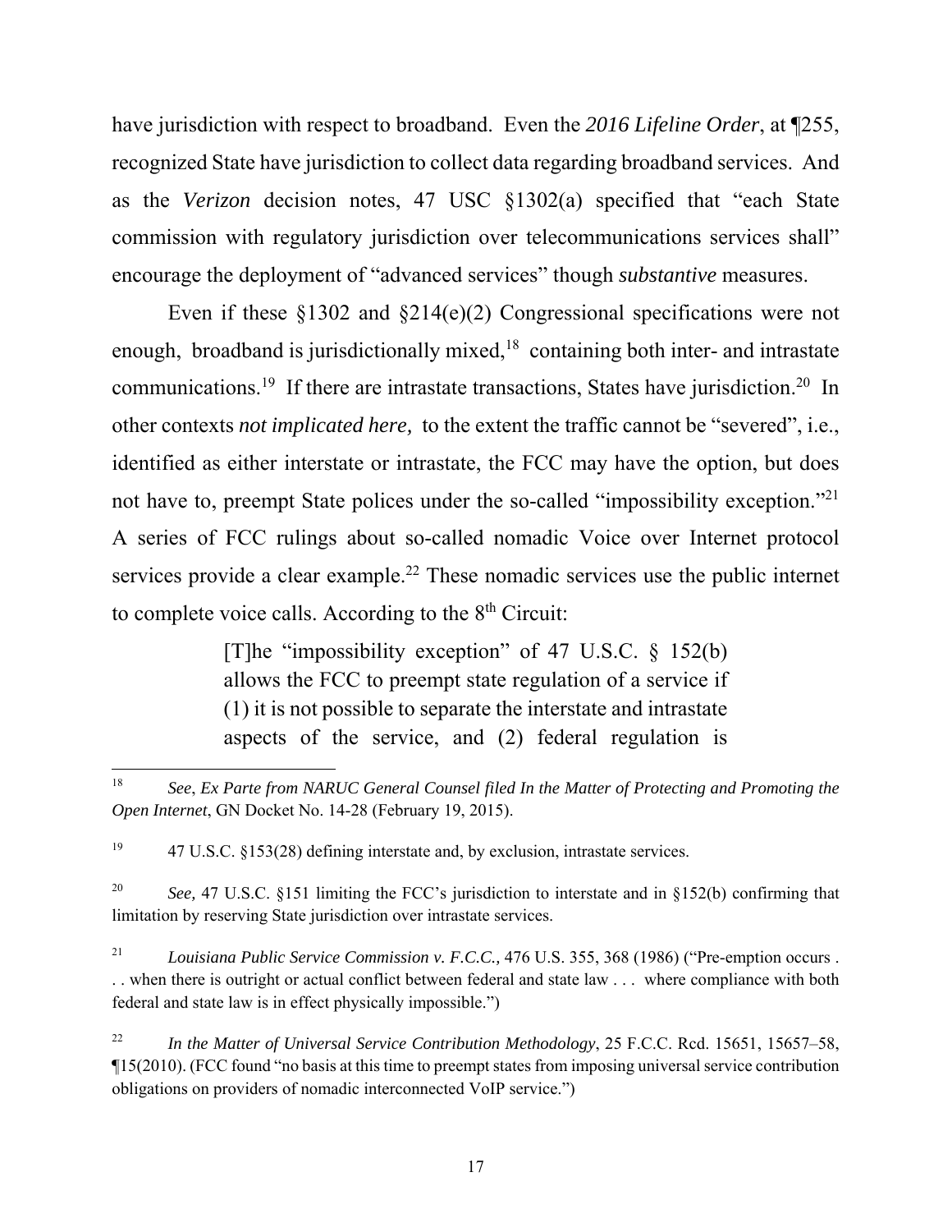have jurisdiction with respect to broadband. Even the *2016 Lifeline Order*, at ¶255, recognized State have jurisdiction to collect data regarding broadband services. And as the *Verizon* decision notes, 47 USC §1302(a) specified that "each State commission with regulatory jurisdiction over telecommunications services shall" encourage the deployment of "advanced services" though *substantive* measures.

Even if these §1302 and §214(e)(2) Congressional specifications were not enough, broadband is jurisdictionally mixed,[18] containing both inter- and intrastate communications.[19] If there are intrastate transactions, States have jurisdiction.[20] In other contexts *not implicated here,* to the extent the traffic cannot be "severed", i.e., identified as either interstate or intrastate, the FCC may have the option, but does not have to, preempt State polices under the so-called "impossibility exception."[21] A series of FCC rulings about so-called nomadic Voice over Internet protocol services provide a clear example.[22] These nomadic services use the public internet to complete voice calls. According to the 8th Circuit:

> [T]he "impossibility exception" of 47 U.S.C. § 152(b) allows the FCC to preempt state regulation of a service if (1) it is not possible to separate the interstate and intrastate aspects of the service, and (2) federal regulation is

---

[18] *See*, *Ex Parte from NARUC General Counsel filed In the Matter of Protecting and Promoting the Open Internet*, GN Docket No. 14-28 (February 19, 2015).

[19] 47 U.S.C. §153(28) defining interstate and, by exclusion, intrastate services.

[20] *See,* 47 U.S.C. §151 limiting the FCC's jurisdiction to interstate and in §152(b) confirming that limitation by reserving State jurisdiction over intrastate services.

[21] *Louisiana Public Service Commission v. F.C.C.,* 476 U.S. 355, 368 (1986) ("Pre-emption occurs . . . when there is outright or actual conflict between federal and state law . . . where compliance with both federal and state law is in effect physically impossible.")

[22] *In the Matter of Universal Service Contribution Methodology*, 25 F.C.C. Rcd. 15651, 15657–58, ¶15(2010). (FCC found "no basis at this time to preempt states from imposing universal service contribution obligations on providers of nomadic interconnected VoIP service.")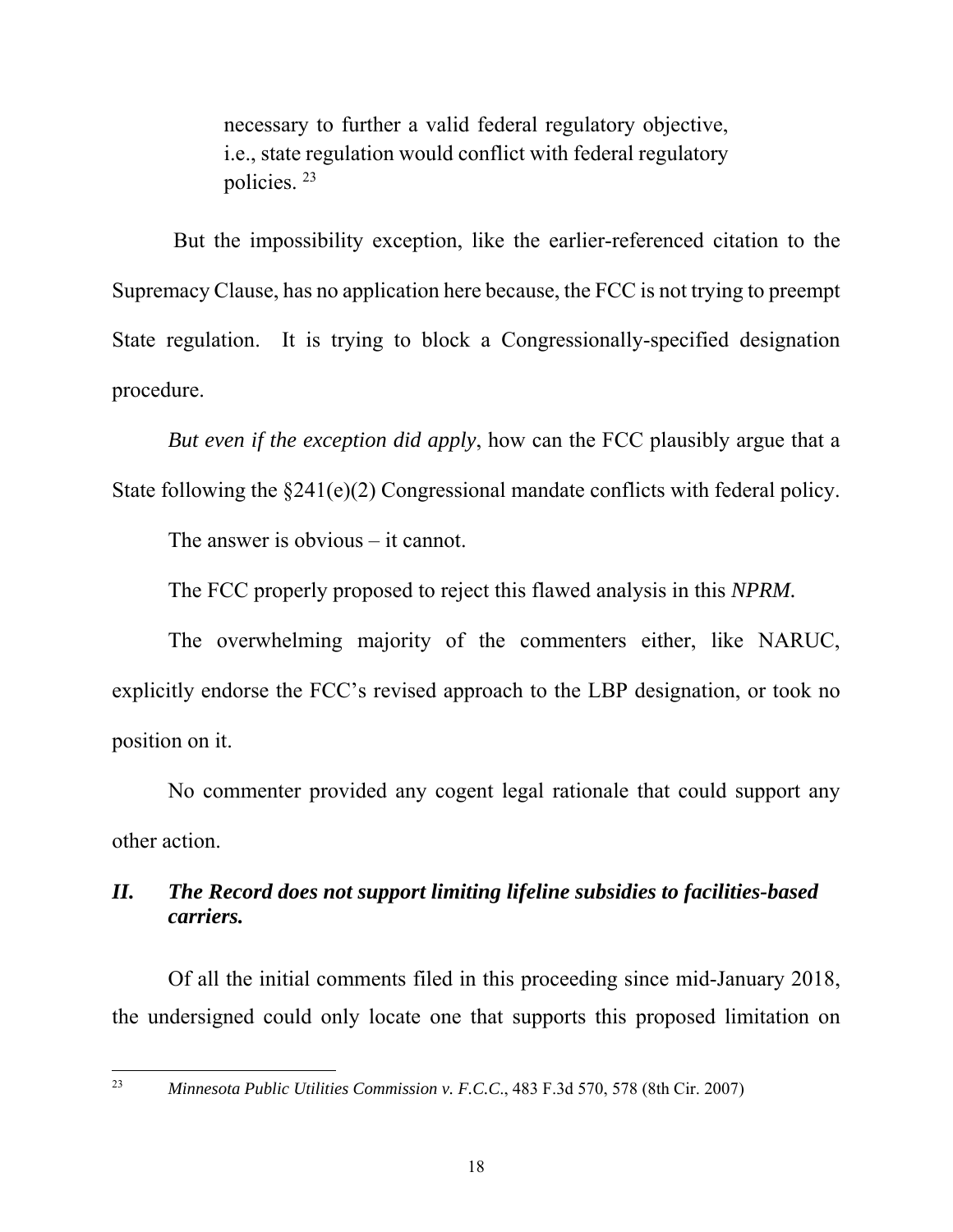> necessary to further a valid federal regulatory objective, i.e., state regulation would conflict with federal regulatory policies. [23]

But the impossibility exception, like the earlier-referenced citation to the Supremacy Clause, has no application here because, the FCC is not trying to preempt State regulation. It is trying to block a Congressionally-specified designation procedure.

*But even if the exception did apply*, how can the FCC plausibly argue that a State following the §241(e)(2) Congressional mandate conflicts with federal policy.

The answer is obvious – it cannot.

The FCC properly proposed to reject this flawed analysis in this *NPRM*.

The overwhelming majority of the commenters either, like NARUC, explicitly endorse the FCC's revised approach to the LBP designation, or took no position on it.

No commenter provided any cogent legal rationale that could support any other action.

## *II. The Record does not support limiting lifeline subsidies to facilities-based carriers.*

Of all the initial comments filed in this proceeding since mid-January 2018, the undersigned could only locate one that supports this proposed limitation on

---

[23] *Minnesota Public Utilities Commission v. F.C.C.*, 483 F.3d 570, 578 (8th Cir. 2007)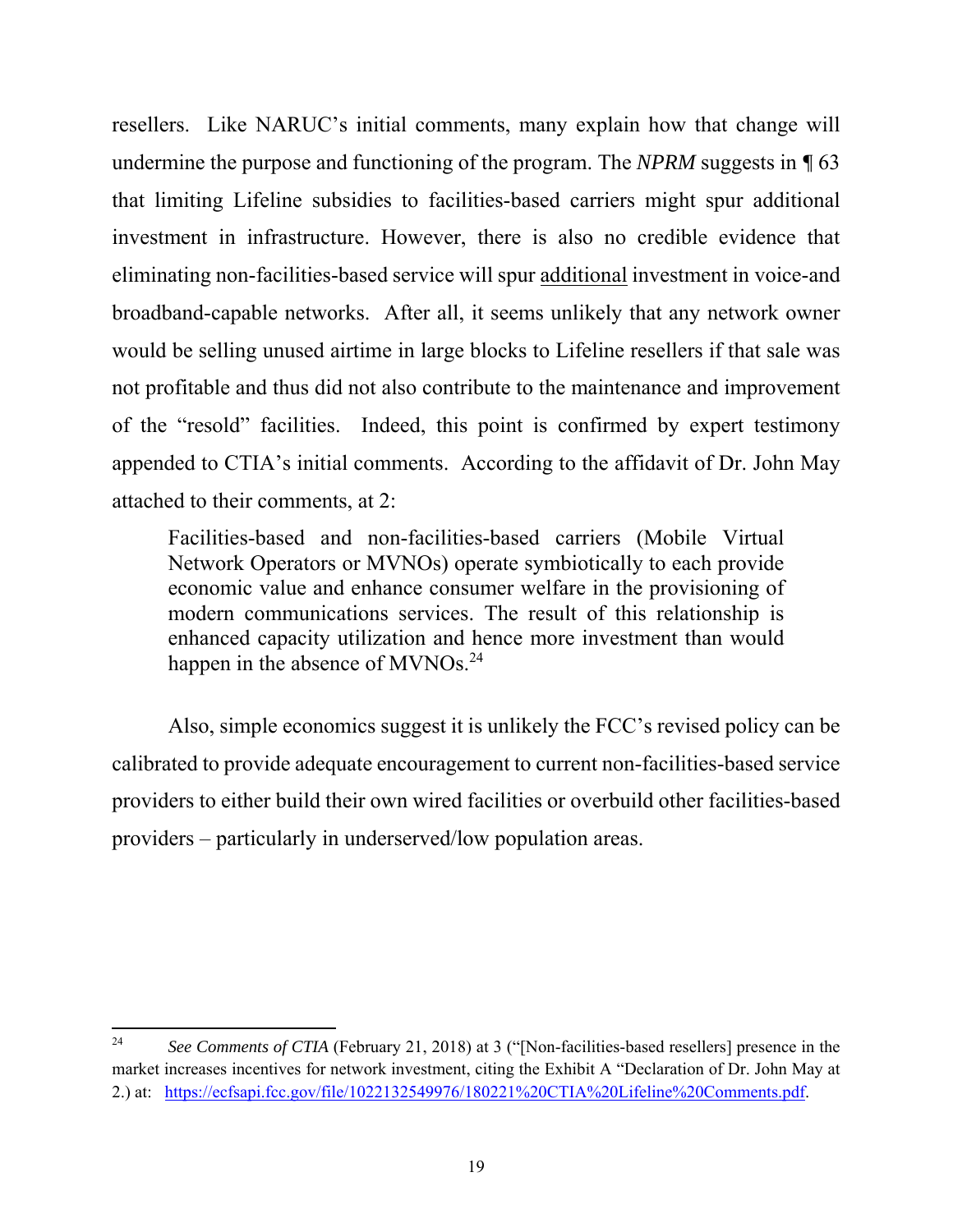resellers. Like NARUC's initial comments, many explain how that change will undermine the purpose and functioning of the program. The *NPRM* suggests in ¶ 63 that limiting Lifeline subsidies to facilities-based carriers might spur additional investment in infrastructure. However, there is also no credible evidence that eliminating non-facilities-based service will spur <u>additional</u> investment in voice-and broadband-capable networks. After all, it seems unlikely that any network owner would be selling unused airtime in large blocks to Lifeline resellers if that sale was not profitable and thus did not also contribute to the maintenance and improvement of the "resold" facilities. Indeed, this point is confirmed by expert testimony appended to CTIA's initial comments. According to the affidavit of Dr. John May attached to their comments, at 2:

> Facilities-based and non-facilities-based carriers (Mobile Virtual Network Operators or MVNOs) operate symbiotically to each provide economic value and enhance consumer welfare in the provisioning of modern communications services. The result of this relationship is enhanced capacity utilization and hence more investment than would happen in the absence of MVNOs.[24]

Also, simple economics suggest it is unlikely the FCC's revised policy can be calibrated to provide adequate encouragement to current non-facilities-based service providers to either build their own wired facilities or overbuild other facilities-based providers – particularly in underserved/low population areas.

---

[24] *See Comments of CTIA* (February 21, 2018) at 3 ("[Non-facilities-based resellers] presence in the market increases incentives for network investment, citing the Exhibit A "Declaration of Dr. John May at 2.) at: https://ecfsapi.fcc.gov/file/1022132549976/180221%20CTIA%20Lifeline%20Comments.pdf.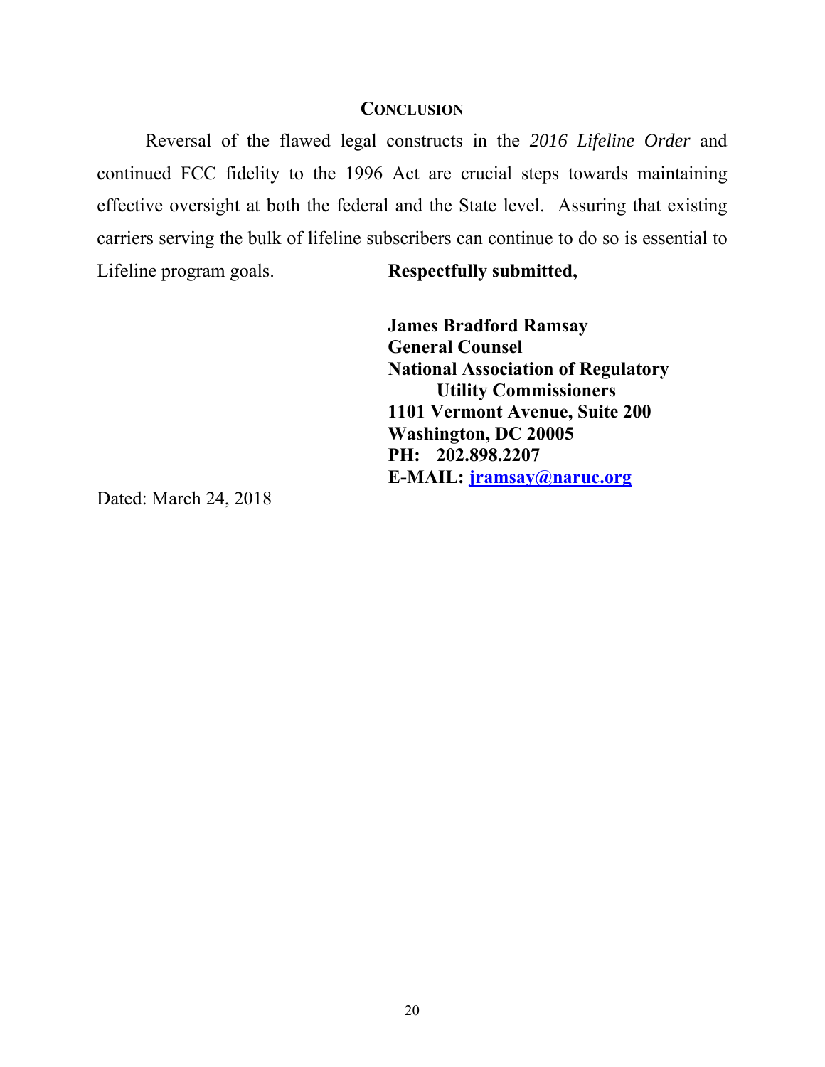## CONCLUSION

Reversal of the flawed legal constructs in the *2016 Lifeline Order* and continued FCC fidelity to the 1996 Act are crucial steps towards maintaining effective oversight at both the federal and the State level. Assuring that existing carriers serving the bulk of lifeline subscribers can continue to do so is essential to Lifeline program goals.

**Respectfully submitted,**

**James Bradford Ramsay**
**General Counsel**
**National Association of Regulatory Utility Commissioners**
**1101 Vermont Avenue, Suite 200**
**Washington, DC 20005**
**PH: 202.898.2207**
**E-MAIL: jramsay@naruc.org**

Dated: March 24, 2018